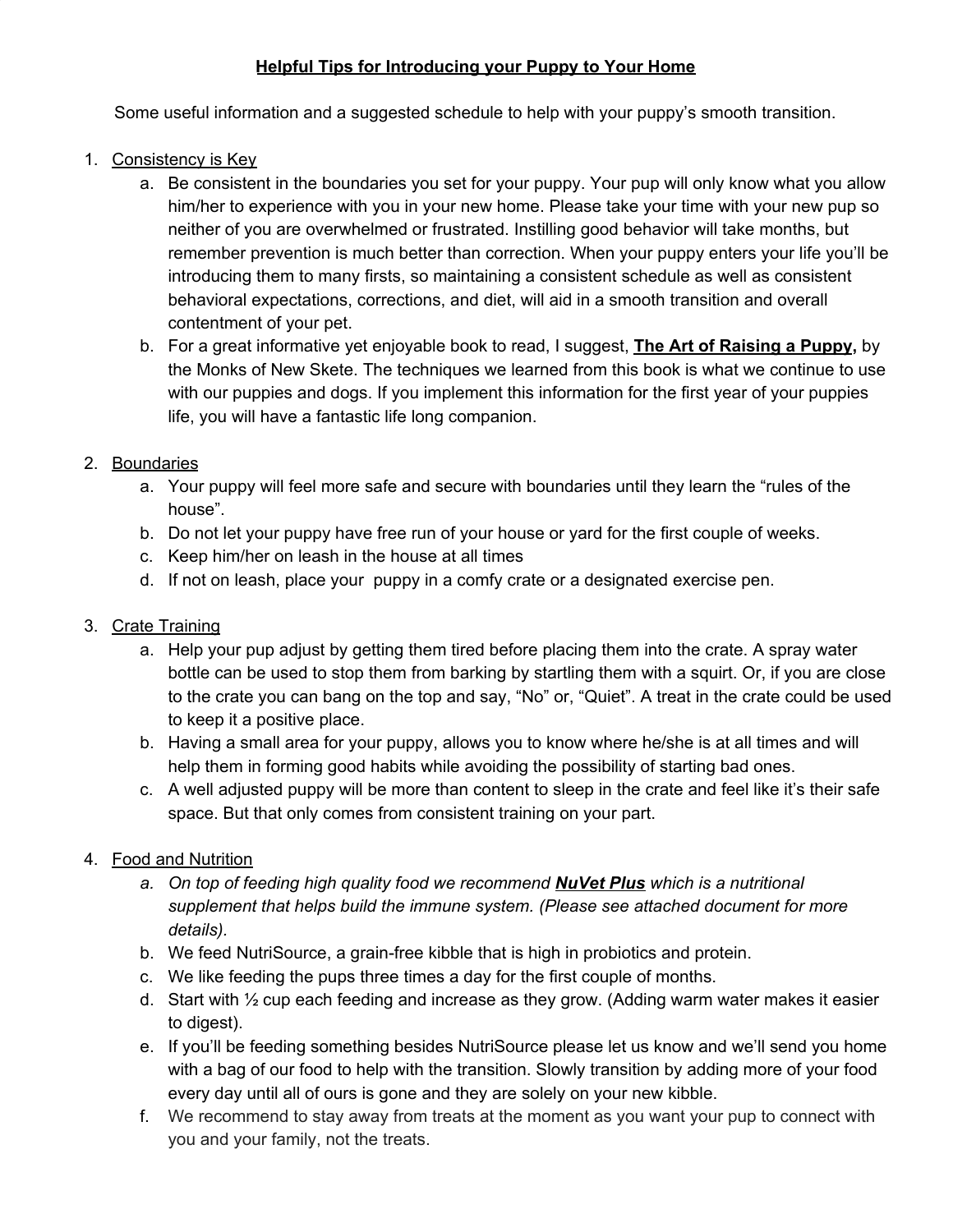# <u>Helpful Tips for Introducing your Puppy to Your Home</u>

Some useful information and a suggested schedule to help with your puppy's smooth transition.

1. <u>Consistency is Key</u>
   a. Be consistent in the boundaries you set for your puppy. Your pup will only know what you allow him/her to experience with you in your new home. Please take your time with your new pup so neither of you are overwhelmed or frustrated. Instilling good behavior will take months, but remember prevention is much better than correction. When your puppy enters your life you'll be introducing them to many firsts, so maintaining a consistent schedule as well as consistent behavioral expectations, corrections, and diet, will aid in a smooth transition and overall contentment of your pet.
   b. For a great informative yet enjoyable book to read, I suggest, **<u>The Art of Raising a Puppy</u>,** by the Monks of New Skete. The techniques we learned from this book is what we continue to use with our puppies and dogs. If you implement this information for the first year of your puppies life, you will have a fantastic life long companion.

2. <u>Boundaries</u>
   a. Your puppy will feel more safe and secure with boundaries until they learn the "rules of the house".
   b. Do not let your puppy have free run of your house or yard for the first couple of weeks.
   c. Keep him/her on leash in the house at all times
   d. If not on leash, place your puppy in a comfy crate or a designated exercise pen.

3. <u>Crate Training</u>
   a. Help your pup adjust by getting them tired before placing them into the crate. A spray water bottle can be used to stop them from barking by startling them with a squirt. Or, if you are close to the crate you can bang on the top and say, "No" or, "Quiet". A treat in the crate could be used to keep it a positive place.
   b. Having a small area for your puppy, allows you to know where he/she is at all times and will help them in forming good habits while avoiding the possibility of starting bad ones.
   c. A well adjusted puppy will be more than content to sleep in the crate and feel like it's their safe space. But that only comes from consistent training on your part.

4. <u>Food and Nutrition</u>
   a. *On top of feeding high quality food we recommend **<u>NuVet Plus</u>** which is a nutritional supplement that helps build the immune system. (Please see attached document for more details).*
   b. We feed NutriSource, a grain-free kibble that is high in probiotics and protein.
   c. We like feeding the pups three times a day for the first couple of months.
   d. Start with ½ cup each feeding and increase as they grow. (Adding warm water makes it easier to digest).
   e. If you'll be feeding something besides NutriSource please let us know and we'll send you home with a bag of our food to help with the transition. Slowly transition by adding more of your food every day until all of ours is gone and they are solely on your new kibble.
   f. We recommend to stay away from treats at the moment as you want your pup to connect with you and your family, not the treats.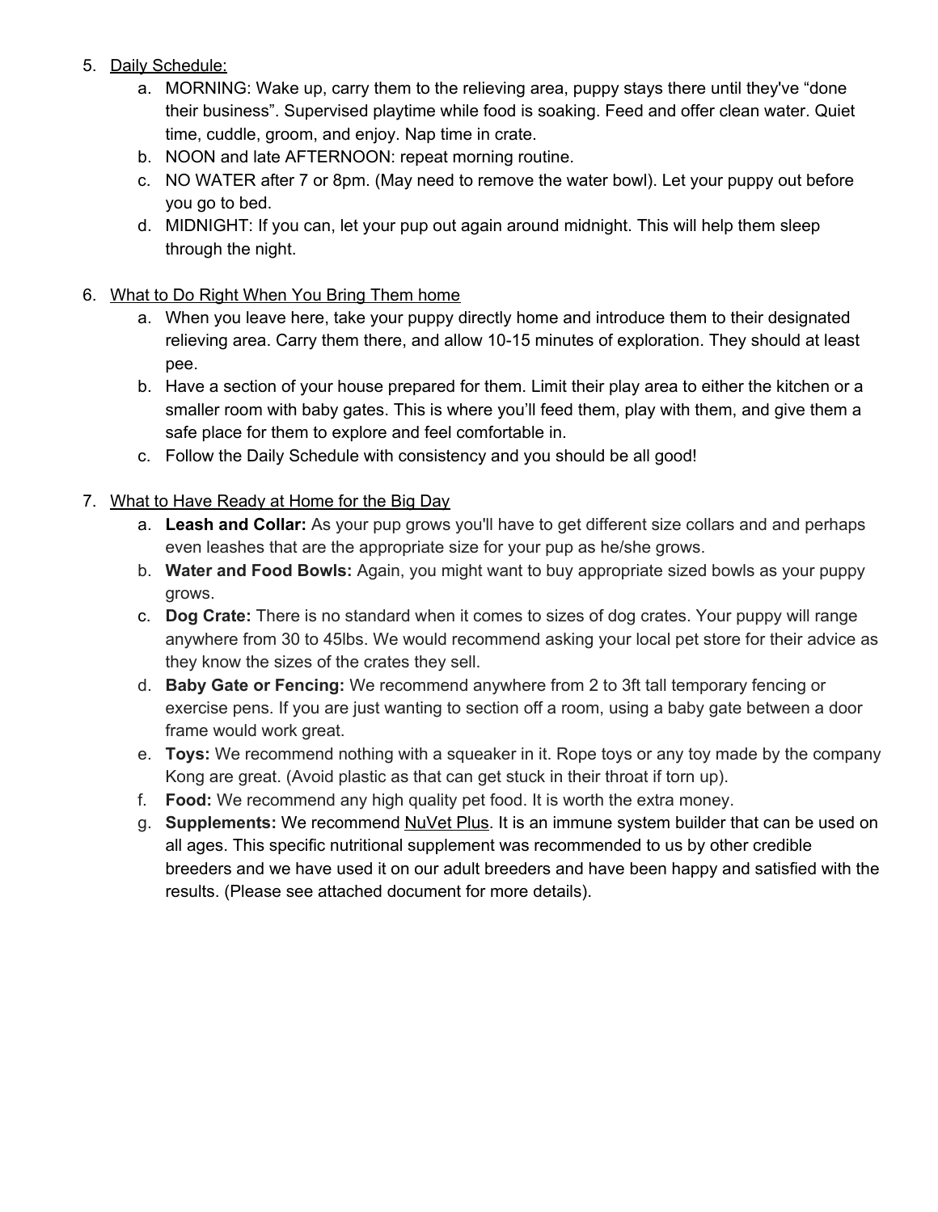5. Daily Schedule:
    a. MORNING: Wake up, carry them to the relieving area, puppy stays there until they've "done their business". Supervised playtime while food is soaking. Feed and offer clean water. Quiet time, cuddle, groom, and enjoy. Nap time in crate.
    b. NOON and late AFTERNOON: repeat morning routine.
    c. NO WATER after 7 or 8pm. (May need to remove the water bowl). Let your puppy out before you go to bed.
    d. MIDNIGHT: If you can, let your pup out again around midnight. This will help them sleep through the night.

6. What to Do Right When You Bring Them home
    a. When you leave here, take your puppy directly home and introduce them to their designated relieving area. Carry them there, and allow 10-15 minutes of exploration. They should at least pee.
    b. Have a section of your house prepared for them. Limit their play area to either the kitchen or a smaller room with baby gates. This is where you'll feed them, play with them, and give them a safe place for them to explore and feel comfortable in.
    c. Follow the Daily Schedule with consistency and you should be all good!

7. What to Have Ready at Home for the Big Day
    a. **Leash and Collar:** As your pup grows you'll have to get different size collars and and perhaps even leashes that are the appropriate size for your pup as he/she grows.
    b. **Water and Food Bowls:** Again, you might want to buy appropriate sized bowls as your puppy grows.
    c. **Dog Crate:** There is no standard when it comes to sizes of dog crates. Your puppy will range anywhere from 30 to 45lbs. We would recommend asking your local pet store for their advice as they know the sizes of the crates they sell.
    d. **Baby Gate or Fencing:** We recommend anywhere from 2 to 3ft tall temporary fencing or exercise pens. If you are just wanting to section off a room, using a baby gate between a door frame would work great.
    e. **Toys:** We recommend nothing with a squeaker in it. Rope toys or any toy made by the company Kong are great. (Avoid plastic as that can get stuck in their throat if torn up).
    f. **Food:** We recommend any high quality pet food. It is worth the extra money.
    g. **Supplements:** We recommend NuVet Plus. It is an immune system builder that can be used on all ages. This specific nutritional supplement was recommended to us by other credible breeders and we have used it on our adult breeders and have been happy and satisfied with the results. (Please see attached document for more details).